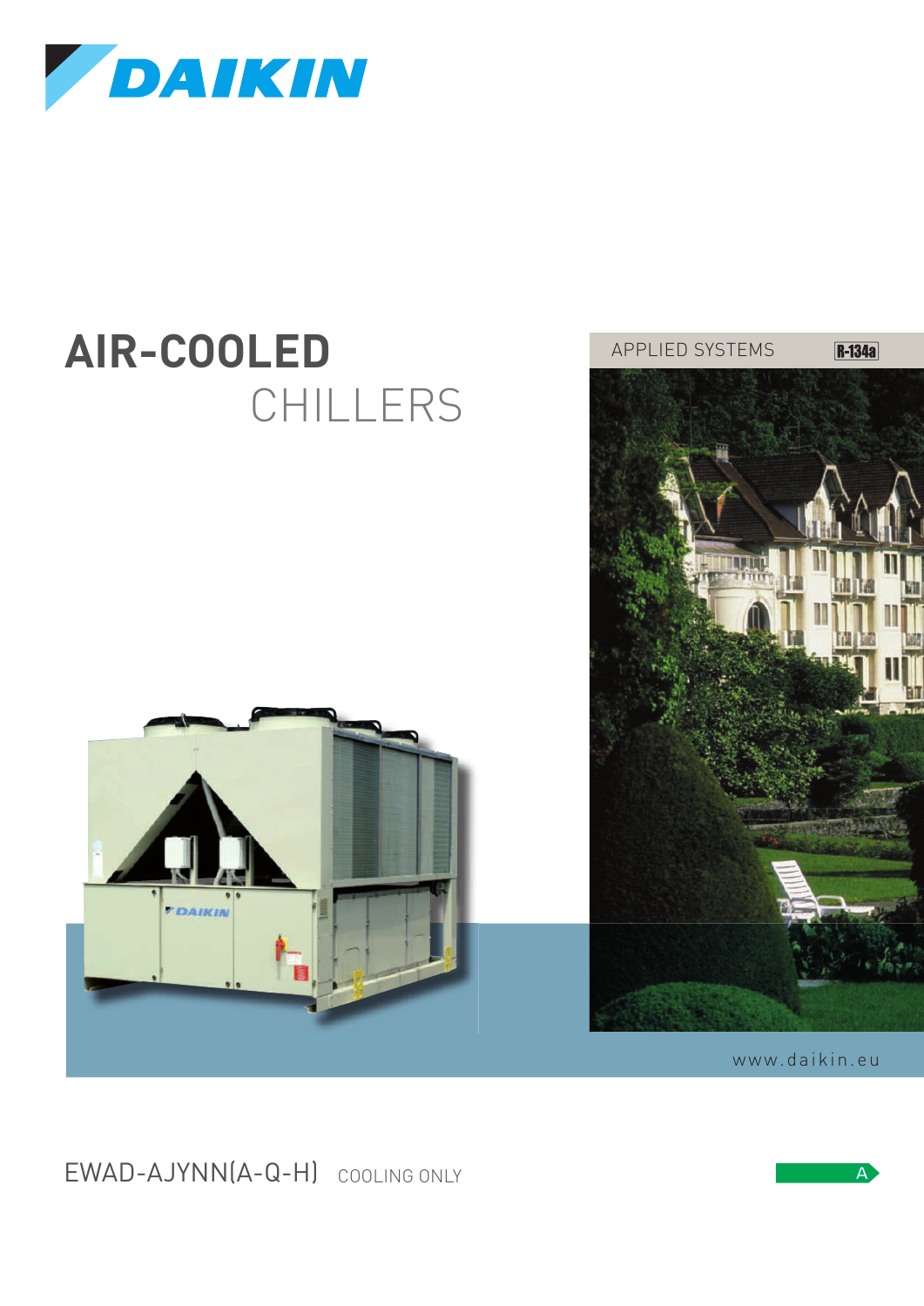DAIKIN

# AIR-COOLED CHILLERS

APPLIED SYSTEMS R-134a

www.daikin.eu

EWAD-AJYNN(A-Q-H) COOLING ONLY

A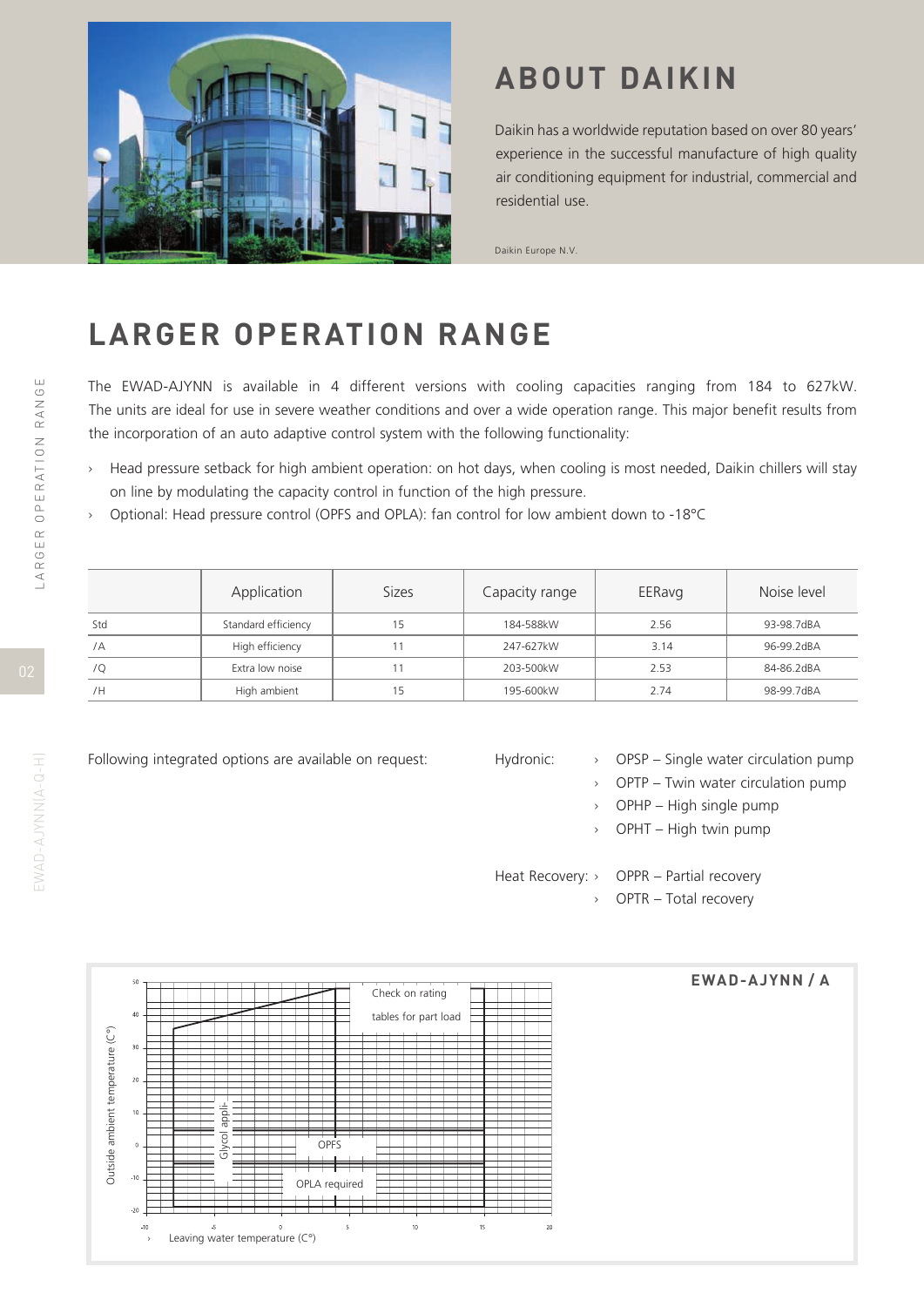# ABOUT DAIKIN

Daikin has a worldwide reputation based on over 80 years' experience in the successful manufacture of high quality air conditioning equipment for industrial, commercial and residential use.

Daikin Europe N.V.

# LARGER OPERATION RANGE

The EWAD-AJYNN is available in 4 different versions with cooling capacities ranging from 184 to 627kW. The units are ideal for use in severe weather conditions and over a wide operation range. This major benefit results from the incorporation of an auto adaptive control system with the following functionality:

- Head pressure setback for high ambient operation: on hot days, when cooling is most needed, Daikin chillers will stay on line by modulating the capacity control in function of the high pressure.
- Optional: Head pressure control (OPFS and OPLA): fan control for low ambient down to -18°C

| | Application | Sizes | Capacity range | EERavg | Noise level |
|---|---|---|---|---|---|
| Std | Standard efficiency | 15 | 184-588kW | 2.56 | 93-98.7dBA |
| /A | High efficiency | 11 | 247-627kW | 3.14 | 96-99.2dBA |
| /Q | Extra low noise | 11 | 203-500kW | 2.53 | 84-86.2dBA |
| /H | High ambient | 15 | 195-600kW | 2.74 | 98-99.7dBA |

Following integrated options are available on request:

Hydronic:
- OPSP – Single water circulation pump
- OPTP – Twin water circulation pump
- OPHP – High single pump
- OPHT – High twin pump

Heat Recovery:
- OPPR – Partial recovery
- OPTR – Total recovery

**EWAD-AJYNN / A**

Outside ambient temperature (C°)

50
40
30
20
10
0
-10
-20

Check on rating tables for part load

Glycol appli-

OPFS

OPLA required

-10
-5
0
5
10
15
20

Leaving water temperature (C°)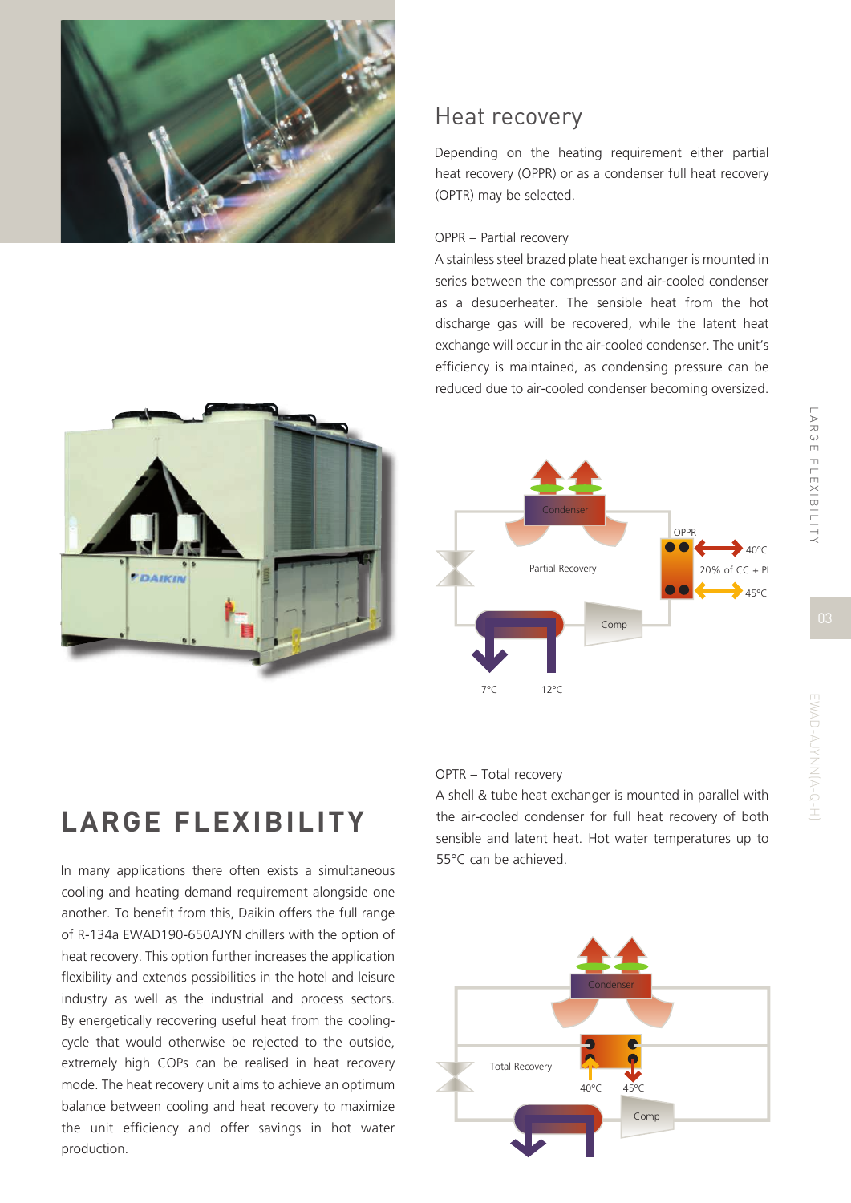## Heat recovery

Depending on the heating requirement either partial heat recovery (OPPR) or as a condenser full heat recovery (OPTR) may be selected.

OPPR – Partial recovery

A stainless steel brazed plate heat exchanger is mounted in series between the compressor and air-cooled condenser as a desuperheater. The sensible heat from the hot discharge gas will be recovered, while the latent heat exchange will occur in the air-cooled condenser. The unit's efficiency is maintained, as condensing pressure can be reduced due to air-cooled condenser becoming oversized.

Condenser
OPPR
40°C
20% of CC + PI
45°C
Partial Recovery
Comp
7°C
12°C

OPTR – Total recovery

A shell & tube heat exchanger is mounted in parallel with the air-cooled condenser for full heat recovery of both sensible and latent heat. Hot water temperatures up to 55°C can be achieved.

Condenser
Total Recovery
40°C
45°C
Comp

# LARGE FLEXIBILITY

In many applications there often exists a simultaneous cooling and heating demand requirement alongside one another. To benefit from this, Daikin offers the full range of R-134a EWAD190-650AJYN chillers with the option of heat recovery. This option further increases the application flexibility and extends possibilities in the hotel and leisure industry as well as the industrial and process sectors. By energetically recovering useful heat from the cooling-cycle that would otherwise be rejected to the outside, extremely high COPs can be realised in heat recovery mode. The heat recovery unit aims to achieve an optimum balance between cooling and heat recovery to maximize the unit efficiency and offer savings in hot water production.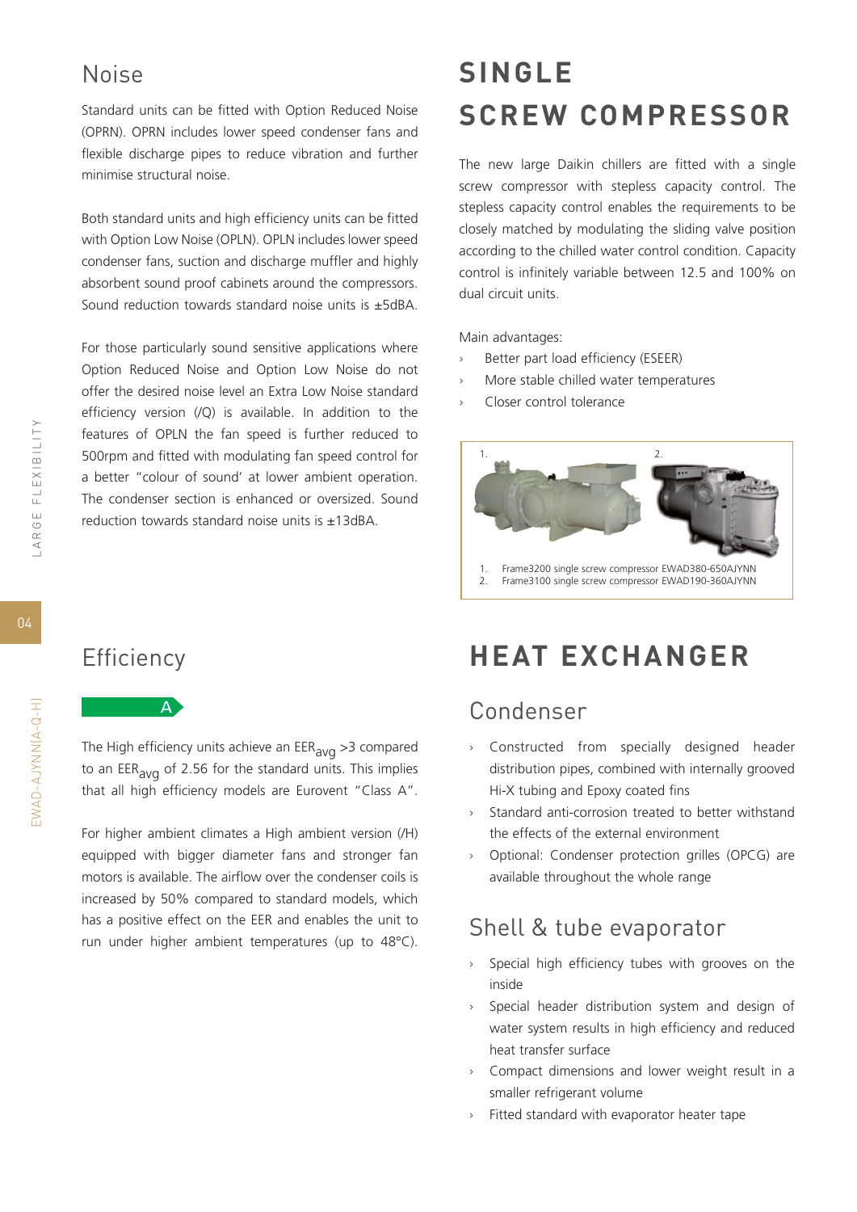## Noise

Standard units can be fitted with Option Reduced Noise (OPRN). OPRN includes lower speed condenser fans and flexible discharge pipes to reduce vibration and further minimise structural noise.

Both standard units and high efficiency units can be fitted with Option Low Noise (OPLN). OPLN includes lower speed condenser fans, suction and discharge muffler and highly absorbent sound proof cabinets around the compressors. Sound reduction towards standard noise units is ±5dBA.

For those particularly sound sensitive applications where Option Reduced Noise and Option Low Noise do not offer the desired noise level an Extra Low Noise standard efficiency version (/Q) is available. In addition to the features of OPLN the fan speed is further reduced to 500rpm and fitted with modulating fan speed control for a better "colour of sound' at lower ambient operation. The condenser section is enhanced or oversized. Sound reduction towards standard noise units is ±13dBA.

## Efficiency

A

The High efficiency units achieve an $EER_{avg}$ >3 compared to an $EER_{avg}$ of 2.56 for the standard units. This implies that all high efficiency models are Eurovent "Class A".

For higher ambient climates a High ambient version (/H) equipped with bigger diameter fans and stronger fan motors is available. The airflow over the condenser coils is increased by 50% compared to standard models, which has a positive effect on the EER and enables the unit to run under higher ambient temperatures (up to 48°C).

# SINGLE SCREW COMPRESSOR

The new large Daikin chillers are fitted with a single screw compressor with stepless capacity control. The stepless capacity control enables the requirements to be closely matched by modulating the sliding valve position according to the chilled water control condition. Capacity control is infinitely variable between 12.5 and 100% on dual circuit units.

Main advantages:

- Better part load efficiency (ESEER)
- More stable chilled water temperatures
- Closer control tolerance

1. Frame3200 single screw compressor EWAD380-650AJYNN
2. Frame3100 single screw compressor EWAD190-360AJYNN

# HEAT EXCHANGER

## Condenser

- Constructed from specially designed header distribution pipes, combined with internally grooved Hi-X tubing and Epoxy coated fins
- Standard anti-corrosion treated to better withstand the effects of the external environment
- Optional: Condenser protection grilles (OPCG) are available throughout the whole range

## Shell & tube evaporator

- Special high efficiency tubes with grooves on the inside
- Special header distribution system and design of water system results in high efficiency and reduced heat transfer surface
- Compact dimensions and lower weight result in a smaller refrigerant volume
- Fitted standard with evaporator heater tape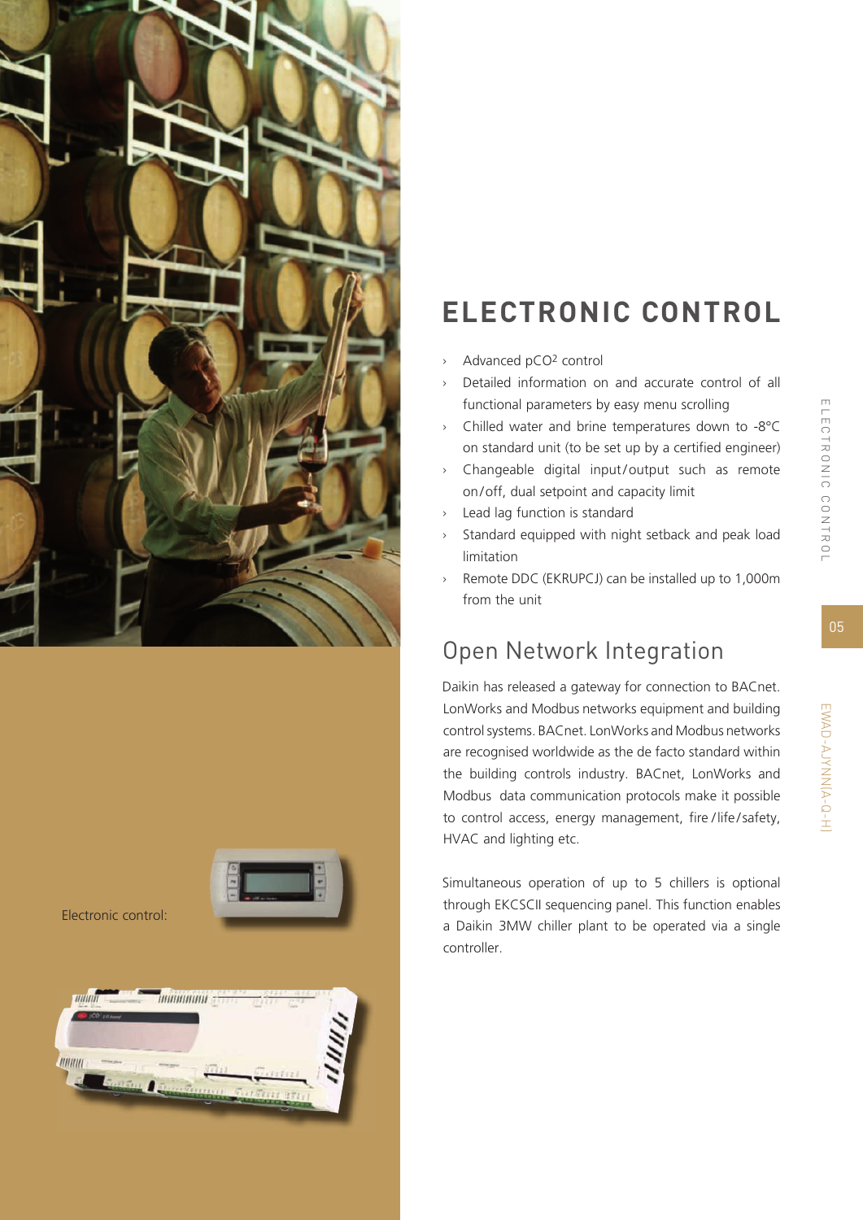# ELECTRONIC CONTROL

- Advanced pCO2 control
- Detailed information on and accurate control of all functional parameters by easy menu scrolling
- Chilled water and brine temperatures down to -8°C on standard unit (to be set up by a certified engineer)
- Changeable digital input/output such as remote on/off, dual setpoint and capacity limit
- Lead lag function is standard
- Standard equipped with night setback and peak load limitation
- Remote DDC (EKRUPCJ) can be installed up to 1,000m from the unit

## Open Network Integration

Daikin has released a gateway for connection to BACnet. LonWorks and Modbus networks equipment and building control systems. BACnet. LonWorks and Modbus networks are recognised worldwide as the de facto standard within the building controls industry. BACnet, LonWorks and Modbus data communication protocols make it possible to control access, energy management, fire/life/safety, HVAC and lighting etc.

Simultaneous operation of up to 5 chillers is optional through EKCSCII sequencing panel. This function enables a Daikin 3MW chiller plant to be operated via a single controller.

Electronic control: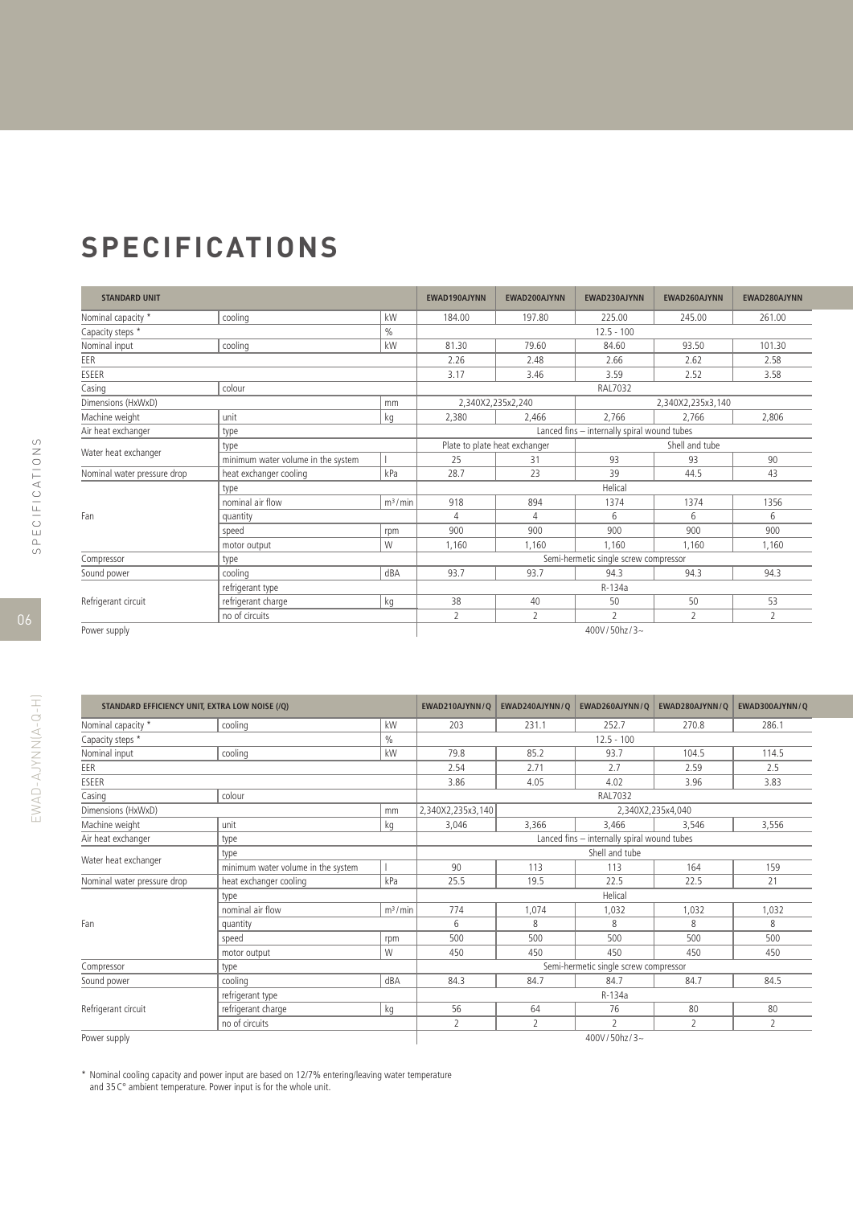# SPECIFICATIONS

| STANDARD UNIT | | | EWAD190AJYNN | EWAD200AJYNN | EWAD230AJYNN | EWAD260AJYNN | EWAD280AJYNN |
|---|---|---|---|---|---|---|---|
| Nominal capacity * | cooling | kW | 184.00 | 197.80 | 225.00 | 245.00 | 261.00 |
| Capacity steps * | | % | 12.5 - 100 | | | | |
| Nominal input | cooling | kW | 81.30 | 79.60 | 84.60 | 93.50 | 101.30 |
| EER | | | 2.26 | 2.48 | 2.66 | 2.62 | 2.58 |
| ESEER | | | 3.17 | 3.46 | 3.59 | 2.52 | 3.58 |
| Casing | colour | | RAL7032 | | | | |
| Dimensions (HxWxD) | | mm | 2,340X2,235x2,240 | | 2,340X2,235x3,140 | | |
| Machine weight | unit | kg | 2,380 | 2,466 | 2,766 | 2,766 | 2,806 |
| Air heat exchanger | type | | Lanced fins – internally spiral wound tubes | | | | |
| Water heat exchanger | type | | Plate to plate heat exchanger | | Shell and tube | | |
| | minimum water volume in the system | l | 25 | 31 | 93 | 93 | 90 |
| Nominal water pressure drop | heat exchanger cooling | kPa | 28.7 | 23 | 39 | 44.5 | 43 |
| Fan | type | | Helical | | | | |
| | nominal air flow | m³/min | 918 | 894 | 1374 | 1374 | 1356 |
| | quantity | | 4 | 4 | 6 | 6 | 6 |
| | speed | rpm | 900 | 900 | 900 | 900 | 900 |
| | motor output | W | 1,160 | 1,160 | 1,160 | 1,160 | 1,160 |
| Compressor | type | | Semi-hermetic single screw compressor | | | | |
| Sound power | cooling | dBA | 93.7 | 93.7 | 94.3 | 94.3 | 94.3 |
| Refrigerant circuit | refrigerant type | | R-134a | | | | |
| | refrigerant charge | kg | 38 | 40 | 50 | 50 | 53 |
| | no of circuits | | 2 | 2 | 2 | 2 | 2 |
| Power supply | | | 400V/50hz/3~ | | | | |

| STANDARD EFFICIENCY UNIT, EXTRA LOW NOISE (/Q) | | | EWAD210AJYNN/Q | EWAD240AJYNN/Q | EWAD260AJYNN/Q | EWAD280AJYNN/Q | EWAD300AJYNN/Q |
|---|---|---|---|---|---|---|---|
| Nominal capacity * | cooling | kW | 203 | 231.1 | 252.7 | 270.8 | 286.1 |
| Capacity steps * | | % | 12.5 - 100 | | | | |
| Nominal input | cooling | kW | 79.8 | 85.2 | 93.7 | 104.5 | 114.5 |
| EER | | | 2.54 | 2.71 | 2.7 | 2.59 | 2.5 |
| ESEER | | | 3.86 | 4.05 | 4.02 | 3.96 | 3.83 |
| Casing | colour | | RAL7032 | | | | |
| Dimensions (HxWxD) | | mm | 2,340X2,235x3,140 | 2,340X2,235x4,040 | | | |
| Machine weight | unit | kg | 3,046 | 3,366 | 3,466 | 3,546 | 3,556 |
| Air heat exchanger | type | | Lanced fins – internally spiral wound tubes | | | | |
| Water heat exchanger | type | | Shell and tube | | | | |
| | minimum water volume in the system | l | 90 | 113 | 113 | 164 | 159 |
| Nominal water pressure drop | heat exchanger cooling | kPa | 25.5 | 19.5 | 22.5 | 22.5 | 21 |
| Fan | type | | Helical | | | | |
| | nominal air flow | m³/min | 774 | 1,074 | 1,032 | 1,032 | 1,032 |
| | quantity | | 6 | 8 | 8 | 8 | 8 |
| | speed | rpm | 500 | 500 | 500 | 500 | 500 |
| | motor output | W | 450 | 450 | 450 | 450 | 450 |
| Compressor | type | | Semi-hermetic single screw compressor | | | | |
| Sound power | cooling | dBA | 84.3 | 84.7 | 84.7 | 84.7 | 84.5 |
| Refrigerant circuit | refrigerant type | | R-134a | | | | |
| | refrigerant charge | kg | 56 | 64 | 76 | 80 | 80 |
| | no of circuits | | 2 | 2 | 2 | 2 | 2 |
| Power supply | | | 400V/50hz/3~ | | | | |

\* Nominal cooling capacity and power input are based on 12/7% entering/leaving water temperature and 35C° ambient temperature. Power input is for the whole unit.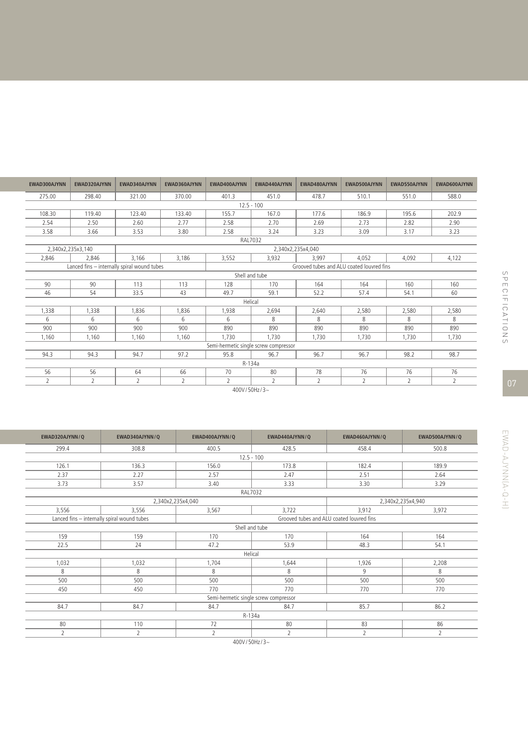| EWAD300AJYNN | EWAD320AJYNN | EWAD340AJYNN | EWAD360AJYNN | EWAD400AJYNN | EWAD440AJYNN | EWAD480AJYNN | EWAD500AJYNN | EWAD550AJYNN | EWAD600AJYNN |
|---|---|---|---|---|---|---|---|---|---|
| 275.00 | 298.40 | 321.00 | 370.00 | 401.3 | 451.0 | 478.7 | 510.1 | 551.0 | 588.0 |
| 12.5 - 100 | | | | | | | | | |
| 108.30 | 119.40 | 123.40 | 133.40 | 155.7 | 167.0 | 177.6 | 186.9 | 195.6 | 202.9 |
| 2.54 | 2.50 | 2.60 | 2.77 | 2.58 | 2.70 | 2.69 | 2.73 | 2.82 | 2.90 |
| 3.58 | 3.66 | 3.53 | 3.80 | 2.58 | 3.24 | 3.23 | 3.09 | 3.17 | 3.23 |
| RAL7032 | | | | | | | | | |
| 2,340x2,235x3,140 | | 2,340x2,235x4,040 | | | | | | | |
| 2,846 | 2,846 | 3,166 | 3,186 | 3,552 | 3,932 | 3,997 | 4,052 | 4,092 | 4,122 |
| Lanced fins – internally spiral wound tubes | | | | Grooved tubes and ALU coated louvred fins | | | | | |
| Shell and tube | | | | | | | | | |
| 90 | 90 | 113 | 113 | 128 | 170 | 164 | 164 | 160 | 160 |
| 46 | 54 | 33.5 | 43 | 49.7 | 59.1 | 52.2 | 57.4 | 54.1 | 60 |
| Helical | | | | | | | | | |
| 1,338 | 1,338 | 1,836 | 1,836 | 1,938 | 2,694 | 2,640 | 2,580 | 2,580 | 2,580 |
| 6 | 6 | 6 | 6 | 6 | 8 | 8 | 8 | 8 | 8 |
| 900 | 900 | 900 | 900 | 890 | 890 | 890 | 890 | 890 | 890 |
| 1,160 | 1,160 | 1,160 | 1,160 | 1,730 | 1,730 | 1,730 | 1,730 | 1,730 | 1,730 |
| Semi-hermetic single screw compressor | | | | | | | | | |
| 94.3 | 94.3 | 94.7 | 97.2 | 95.8 | 96.7 | 96.7 | 96.7 | 98.2 | 98.7 |
| R-134a | | | | | | | | | |
| 56 | 56 | 64 | 66 | 70 | 80 | 78 | 76 | 76 | 76 |
| 2 | 2 | 2 | 2 | 2 | 2 | 2 | 2 | 2 | 2 |
| 400V/50Hz/3~ | | | | | | | | | |

| EWAD320AJYNN/Q | EWAD340AJYNN/Q | EWAD400AJYNN/Q | EWAD440AJYNN/Q | EWAD460AJYNN/Q | EWAD500AJYNN/Q |
|---|---|---|---|---|---|
| 299.4 | 308.8 | 400.5 | 428.5 | 458.4 | 500.8 |
| 12.5 - 100 | | | | | |
| 126.1 | 136.3 | 156.0 | 173.8 | 182.4 | 189.9 |
| 2.37 | 2.27 | 2.57 | 2.47 | 2.51 | 2.64 |
| 3.73 | 3.57 | 3.40 | 3.33 | 3.30 | 3.29 |
| RAL7032 | | | | | |
| 2,340x2,235x4,040 | | | | 2,340x2,235x4,940 | |
| 3,556 | 3,556 | 3,567 | 3,722 | 3,912 | 3,972 |
| Lanced fins – internally spiral wound tubes | | Grooved tubes and ALU coated louvred fins | | | |
| Shell and tube | | | | | |
| 159 | 159 | 170 | 170 | 164 | 164 |
| 22.5 | 24 | 47.2 | 53.9 | 48.3 | 54.1 |
| Helical | | | | | |
| 1,032 | 1,032 | 1,704 | 1,644 | 1,926 | 2,208 |
| 8 | 8 | 8 | 8 | 9 | 8 |
| 500 | 500 | 500 | 500 | 500 | 500 |
| 450 | 450 | 770 | 770 | 770 | 770 |
| Semi-hermetic single screw compressor | | | | | |
| 84.7 | 84.7 | 84.7 | 84.7 | 85.7 | 86.2 |
| R-134a | | | | | |
| 80 | 110 | 72 | 80 | 83 | 86 |
| 2 | 2 | 2 | 2 | 2 | 2 |
| 400V/50Hz/3~ | | | | | |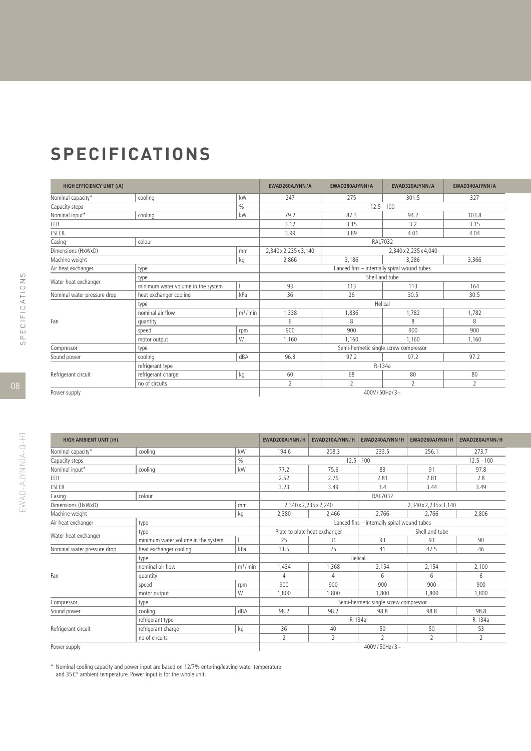# SPECIFICATIONS

| HIGH EFFICIENCY UNIT (/A) | | | EWAD260AJYNN/A | EWAD280AJYNN/A | EWAD320AJYNN/A | EWAD340AJYNN/A |
|---|---|---|---|---|---|---|
| Nominal capacity* | cooling | kW | 247 | 275 | 301.5 | 327 |
| Capacity steps | | % | 12.5 - 100 | | | |
| Nominal input* | cooling | kW | 79.2 | 87.3 | 94.2 | 103.8 |
| EER | | | 3.12 | 3.15 | 3.2 | 3.15 |
| ESEER | | | 3.99 | 3.89 | 4.01 | 4.04 |
| Casing | colour | | RAL7032 | | | |
| Dimensions (HxWxD) | | mm | 2,340 x 2,235 x 3,140 | 2,340 x 2,235 x 4,040 | | |
| Machine weight | | kg | 2,866 | 3,186 | 3,286 | 3,366 |
| Air heat exchanger | type | | Lanced fins – internally spiral wound tubes | | | |
| Water heat exchanger | type | | Shell and tube | | | |
| | minimum water volume in the system | l | 93 | 113 | 113 | 164 |
| Nominal water pressure drop | heat exchanger cooling | kPa | 36 | 26 | 30.5 | 30.5 |
| Fan | type | | Helical | | | |
| | nominal air flow | $m^3/min$ | 1,338 | 1,836 | 1,782 | 1,782 |
| | quantity | | 6 | 8 | 8 | 8 |
| | speed | rpm | 900 | 900 | 900 | 900 |
| | motor output | W | 1,160 | 1,160 | 1,160 | 1,160 |
| Compressor | type | | Semi-hermetic single screw compressor | | | |
| Sound power | cooling | dBA | 96.8 | 97.2 | 97.2 | 97.2 |
| Refrigerant circuit | refrigerant type | | R-134a | | | |
| | refrigerant charge | kg | 60 | 68 | 80 | 80 |
| | no of circuits | | 2 | 2 | 2 | 2 |
| Power supply | | | 400V / 50Hz / 3~ | | | |

| HIGH AMBIENT UNIT (/H) | | | EWAD200AJYNN/H | EWAD210AJYNN/H | EWAD240AJYNN/H | EWAD260AJYNN/H | EWAD280AJYNN/H |
|---|---|---|---|---|---|---|---|
| Nominal capacity* | cooling | kW | 194.6 | 208.3 | 233.5 | 256.1 | 273.7 |
| Capacity steps | | % | 12.5 - 100 | | | | 12.5 - 100 |
| Nominal input* | cooling | kW | 77.2 | 75.6 | 83 | 91 | 97.8 |
| EER | | | 2.52 | 2.76 | 2.81 | 2.81 | 2.8 |
| ESEER | | | 3.23 | 3.49 | 3.4 | 3.44 | 3.49 |
| Casing | colour | | RAL7032 | | | | |
| Dimensions (HxWxD) | | mm | 2,340 x 2,235 x 2,240 | | 2,340 x 2,235 x 3,140 | | |
| Machine weight | | kg | 2,380 | 2,466 | 2,766 | 2,766 | 2,806 |
| Air heat exchanger | type | | Lanced fins – internally spiral wound tubes | | | | |
| Water heat exchanger | type | | Plate to plate heat exchanger | | Shell and tube | | |
| | minimum water volume in the system | l | 25 | 31 | 93 | 93 | 90 |
| Nominal water pressure drop | heat exchanger cooling | kPa | 31.5 | 25 | 41 | 47.5 | 46 |
| Fan | type | | Helical | | | | |
| | nominal air flow | $m^3/min$ | 1,434 | 1,368 | 2,154 | 2,154 | 2,100 |
| | quantity | | 4 | 4 | 6 | 6 | 6 |
| | speed | rpm | 900 | 900 | 900 | 900 | 900 |
| | motor output | W | 1,800 | 1,800 | 1,800 | 1,800 | 1,800 |
| Compressor | type | | Semi-hermetic single screw compressor | | | | |
| Sound power | cooling | dBA | 98.2 | 98.2 | 98.8 | 98.8 | 98.8 |
| Refrigerant circuit | refrigerant type | | R-134a | | | | R-134a |
| | refrigerant charge | kg | 36 | 40 | 50 | 50 | 53 |
| | no of circuits | | 2 | 2 | 2 | 2 | 2 |
| Power supply | | | 400V / 50Hz / 3~ | | | | |

\* Nominal cooling capacity and power input are based on 12/7% entering/leaving water temperature and 35 C° ambient temperature. Power input is for the whole unit.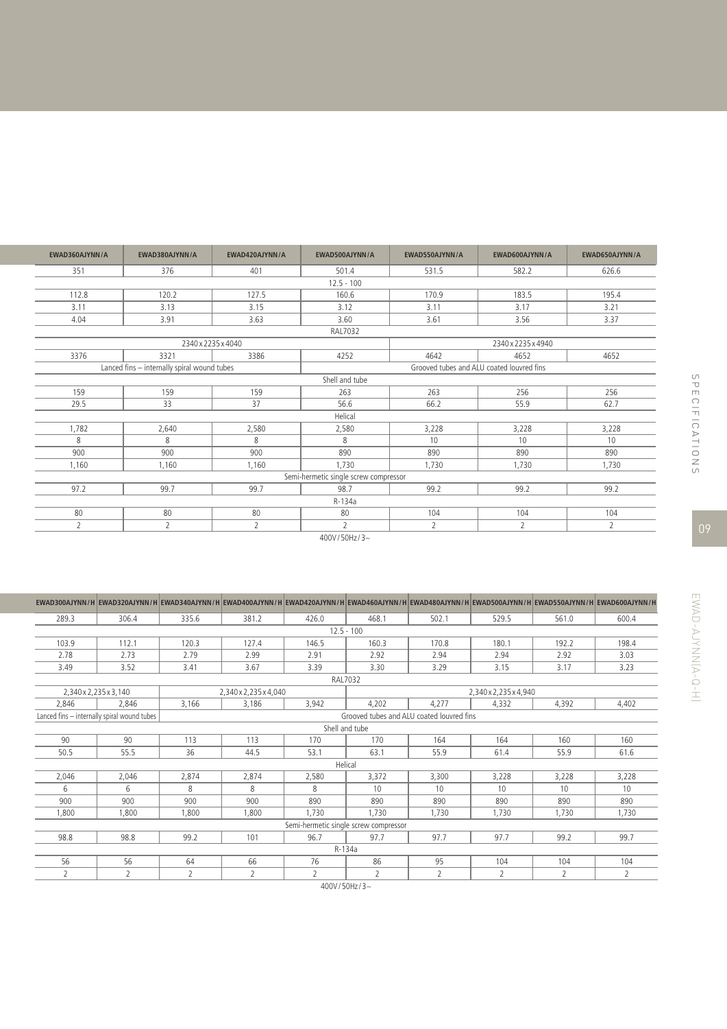| EWAD360AJYNN/A | EWAD380AJYNN/A | EWAD420AJYNN/A | EWAD500AJYNN/A | EWAD550AJYNN/A | EWAD600AJYNN/A | EWAD650AJYNN/A |
|---|---|---|---|---|---|---|
| 351 | 376 | 401 | 501.4 | 531.5 | 582.2 | 626.6 |
| 12.5 - 100 | | | | | | |
| 112.8 | 120.2 | 127.5 | 160.6 | 170.9 | 183.5 | 195.4 |
| 3.11 | 3.13 | 3.15 | 3.12 | 3.11 | 3.17 | 3.21 |
| 4.04 | 3.91 | 3.63 | 3.60 | 3.61 | 3.56 | 3.37 |
| RAL7032 | | | | | | |
| 2340 x 2235 x 4040 | | | | 2340 x 2235 x 4940 | | |
| 3376 | 3321 | 3386 | 4252 | 4642 | 4652 | 4652 |
| Lanced fins – internally spiral wound tubes | | | Grooved tubes and ALU coated louvred fins | | | |
| Shell and tube | | | | | | |
| 159 | 159 | 159 | 263 | 263 | 256 | 256 |
| 29.5 | 33 | 37 | 56.6 | 66.2 | 55.9 | 62.7 |
| Helical | | | | | | |
| 1,782 | 2,640 | 2,580 | 2,580 | 3,228 | 3,228 | 3,228 |
| 8 | 8 | 8 | 8 | 10 | 10 | 10 |
| 900 | 900 | 900 | 890 | 890 | 890 | 890 |
| 1,160 | 1,160 | 1,160 | 1,730 | 1,730 | 1,730 | 1,730 |
| Semi-hermetic single screw compressor | | | | | | |
| 97.2 | 99.7 | 99.7 | 98.7 | 99.2 | 99.2 | 99.2 |
| R-134a | | | | | | |
| 80 | 80 | 80 | 80 | 104 | 104 | 104 |
| 2 | 2 | 2 | 2 | 2 | 2 | 2 |
| 400V / 50Hz / 3~ | | | | | | |

| EWAD300AJYNN/H | EWAD320AJYNN/H | EWAD340AJYNN/H | EWAD400AJYNN/H | EWAD420AJYNN/H | EWAD460AJYNN/H | EWAD480AJYNN/H | EWAD500AJYNN/H | EWAD550AJYNN/H | EWAD600AJYNN/H |
|---|---|---|---|---|---|---|---|---|---|
| 289.3 | 306.4 | 335.6 | 381.2 | 426.0 | 468.1 | 502.1 | 529.5 | 561.0 | 600.4 |
| 12.5 - 100 | | | | | | | | | |
| 103.9 | 112.1 | 120.3 | 127.4 | 146.5 | 160.3 | 170.8 | 180.1 | 192.2 | 198.4 |
| 2.78 | 2.73 | 2.79 | 2.99 | 2.91 | 2.92 | 2.94 | 2.94 | 2.92 | 3.03 |
| 3.49 | 3.52 | 3.41 | 3.67 | 3.39 | 3.30 | 3.29 | 3.15 | 3.17 | 3.23 |
| RAL7032 | | | | | | | | | |
| 2,340 x 2,235 x 3,140 | | 2,340 x 2,235 x 4,040 | | | 2,340 x 2,235 x 4,940 | | | | |
| 2,846 | 2,846 | 3,166 | 3,186 | 3,942 | 4,202 | 4,277 | 4,332 | 4,392 | 4,402 |
| Lanced fins – internally spiral wound tubes | | Grooved tubes and ALU coated louvred fins | | | | | | | |
| Shell and tube | | | | | | | | | |
| 90 | 90 | 113 | 113 | 170 | 170 | 164 | 164 | 160 | 160 |
| 50.5 | 55.5 | 36 | 44.5 | 53.1 | 63.1 | 55.9 | 61.4 | 55.9 | 61.6 |
| Helical | | | | | | | | | |
| 2,046 | 2,046 | 2,874 | 2,874 | 2,580 | 3,372 | 3,300 | 3,228 | 3,228 | 3,228 |
| 6 | 6 | 8 | 8 | 8 | 10 | 10 | 10 | 10 | 10 |
| 900 | 900 | 900 | 900 | 890 | 890 | 890 | 890 | 890 | 890 |
| 1,800 | 1,800 | 1,800 | 1,800 | 1,730 | 1,730 | 1,730 | 1,730 | 1,730 | 1,730 |
| Semi-hermetic single screw compressor | | | | | | | | | |
| 98.8 | 98.8 | 99.2 | 101 | 96.7 | 97.7 | 97.7 | 97.7 | 99.2 | 99.7 |
| R-134a | | | | | | | | | |
| 56 | 56 | 64 | 66 | 76 | 86 | 95 | 104 | 104 | 104 |
| 2 | 2 | 2 | 2 | 2 | 2 | 2 | 2 | 2 | 2 |
| 400V / 50Hz / 3~ | | | | | | | | | |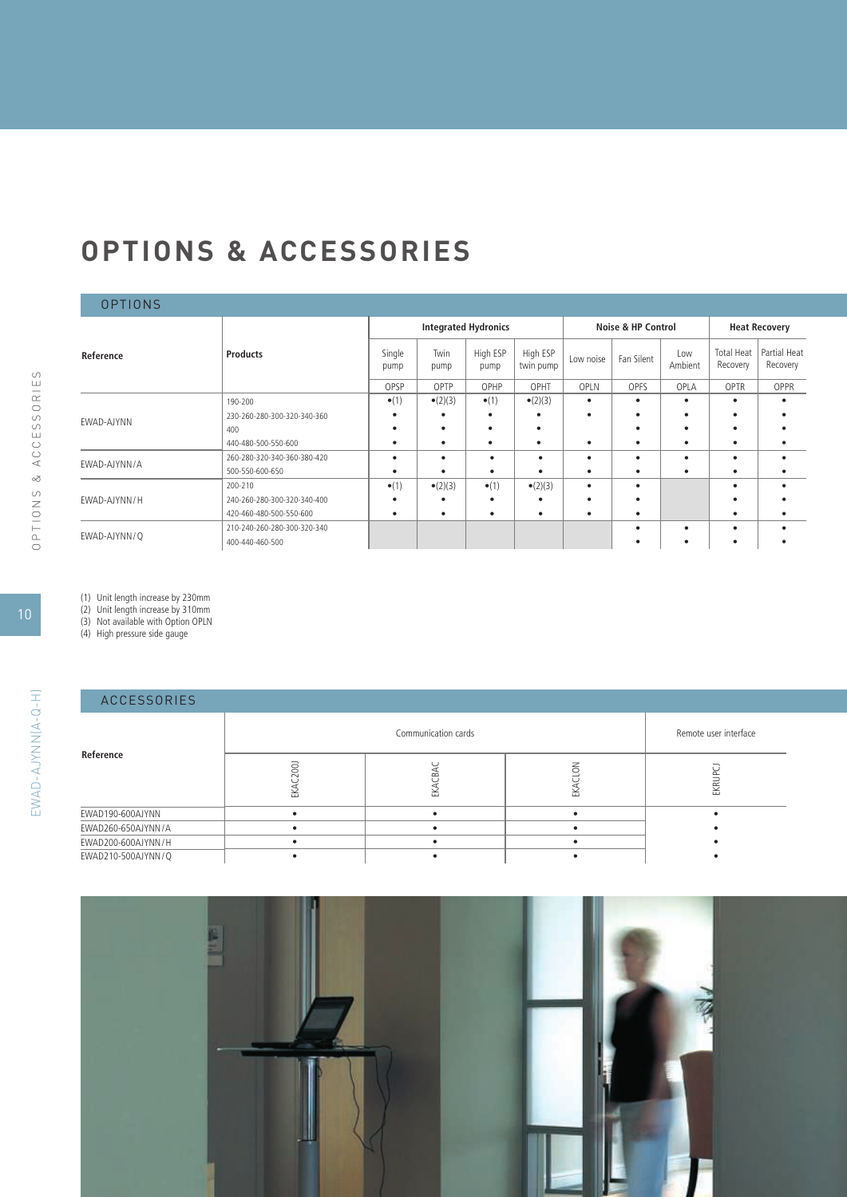# OPTIONS & ACCESSORIES

## OPTIONS

| Reference | Products | Integrated Hydronics | | | | Noise & HP Control | | | Heat Recovery | |
|---|---|---|---|---|---|---|---|---|---|---|
| | | Single pump | Twin pump | High ESP pump | High ESP twin pump | Low noise | Fan Silent | Low Ambient | Total Heat Recovery | Partial Heat Recovery |
| | | OPSP | OPTP | OPHP | OPHT | OPLN | OPFS | OPLA | OPTR | OPPR |
| EWAD-AJYNN | 190-200 | •(1) | •(2)(3) | •(1) | •(2)(3) | • | • | • | • | • |
| | 230-260-280-300-320-340-360 | • | • | • | • | • | • | • | • | • |
| | 400 | • | • | • | • | | • | • | • | • |
| | 440-480-500-550-600 | • | • | • | • | • | • | • | • | • |
| EWAD-AJYNN/A | 260-280-320-340-360-380-420 | • | • | • | • | • | • | • | • | • |
| | 500-550-600-650 | • | • | • | • | • | • | • | • | • |
| EWAD-AJYNN/H | 200-210 | •(1) | •(2)(3) | •(1) | •(2)(3) | • | • | | • | • |
| | 240-260-280-300-320-340-400 | • | • | • | • | • | • | | • | • |
| | 420-460-480-500-550-600 | • | • | • | • | • | • | | • | • |
| EWAD-AJYNN/Q | 210-240-260-280-300-320-340 | | | | | | • | • | • | • |
| | 400-440-460-500 | | | | | | • | • | • | • |

(1) Unit length increase by 230mm
(2) Unit length increase by 310mm
(3) Not available with Option OPLN
(4) High pressure side gauge

## ACCESSORIES

| Reference | Communication cards | | | Remote user interface |
|---|---|---|---|---|
| | EKAC200J | EKACBAC | EKACLON | EKRUPCJ |
| EWAD190-600AJYNN | • | • | • | • |
| EWAD260-650AJYNN/A | • | • | • | • |
| EWAD200-600AJYNN/H | • | • | • | • |
| EWAD210-500AJYNN/Q | • | • | • | • |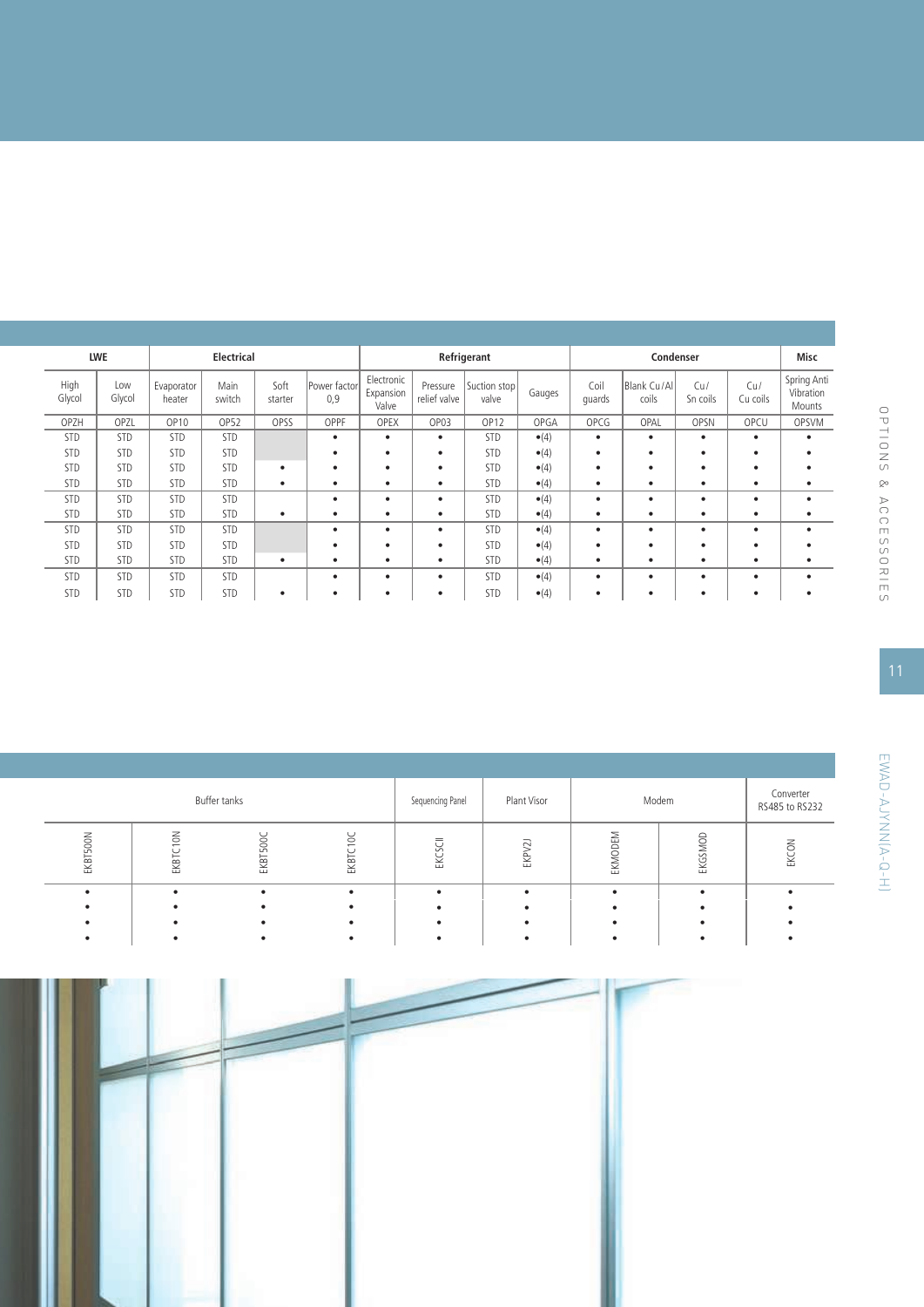| LWE | | Electrical | | | | Refrigerant | | | | Condenser | | | | Misc |
|---|---|---|---|---|---|---|---|---|---|---|---|---|---|---|
| High Glycol | Low Glycol | Evaporator heater | Main switch | Soft starter | Power factor 0,9 | Electronic Expansion Valve | Pressure relief valve | Suction stop valve | Gauges | Coil guards | Blank Cu/Al coils | Cu/ Sn coils | Cu/ Cu coils | Spring Anti Vibration Mounts |
| OPZH | OPZL | OP10 | OP52 | OPSS | OPPF | OPEX | OP03 | OP12 | OPGA | OPCG | OPAL | OPSN | OPCU | OPSVM |
| STD | STD | STD | STD | | • | • | • | STD | •(4) | • | • | • | • | • |
| STD | STD | STD | STD | | • | • | • | STD | •(4) | • | • | • | • | • |
| STD | STD | STD | STD | • | • | • | • | STD | •(4) | • | • | • | • | • |
| STD | STD | STD | STD | • | • | • | • | STD | •(4) | • | • | • | • | • |
| STD | STD | STD | STD | | • | • | • | STD | •(4) | • | • | • | • | • |
| STD | STD | STD | STD | • | • | • | • | STD | •(4) | • | • | • | • | • |
| STD | STD | STD | STD | | • | • | • | STD | •(4) | • | • | • | • | • |
| STD | STD | STD | STD | | • | • | • | STD | •(4) | • | • | • | • | • |
| STD | STD | STD | STD | • | • | • | • | STD | •(4) | • | • | • | • | • |
| STD | STD | STD | STD | | • | • | • | STD | •(4) | • | • | • | • | • |
| STD | STD | STD | STD | • | • | • | • | STD | •(4) | • | • | • | • | • |

| Buffer tanks | | | | Sequencing Panel | Plant Visor | Modem | | Converter RS485 to RS232 |
|---|---|---|---|---|---|---|---|---|
| EKBT500N | EKBTC10N | EKBT500C | EKBTC10C | EKCSCII | EKPV2J | EKMODEM | EKGSMOD | EKCON |
| • | • | • | • | • | • | • | • | • |
| • | • | • | • | • | • | • | • | • |
| • | • | • | • | • | • | • | • | • |
| • | • | • | • | • | • | • | • | • |

OPTIONS & ACCESSORIES

EWAD-AJYNN(A-Q-H)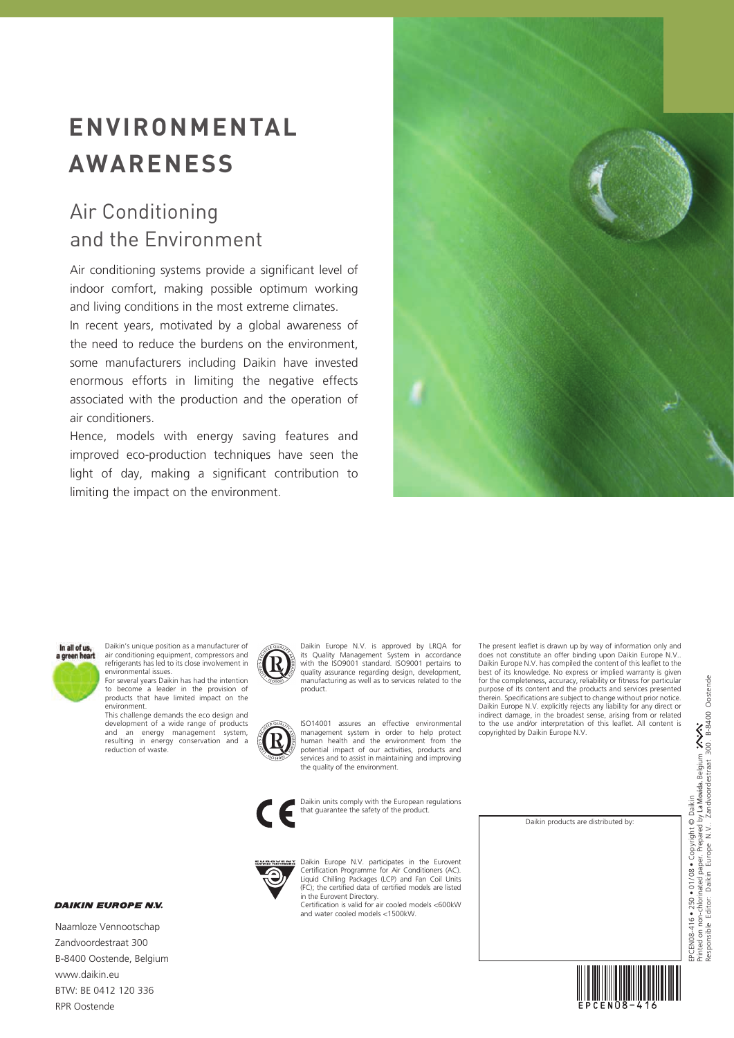# ENVIRONMENTAL AWARENESS

## Air Conditioning and the Environment

Air conditioning systems provide a significant level of indoor comfort, making possible optimum working and living conditions in the most extreme climates.

In recent years, motivated by a global awareness of the need to reduce the burdens on the environment, some manufacturers including Daikin have invested enormous efforts in limiting the negative effects associated with the production and the operation of air conditioners.

Hence, models with energy saving features and improved eco-production techniques have seen the light of day, making a significant contribution to limiting the impact on the environment.

In all of us, a green heart

Daikin's unique position as a manufacturer of air conditioning equipment, compressors and refrigerants has led to its close involvement in environmental issues.

For several years Daikin has had the intention to become a leader in the provision of products that have limited impact on the environment.

This challenge demands the eco design and development of a wide range of products and an energy management system, resulting in energy conservation and a reduction of waste.

Daikin Europe N.V. is approved by LRQA for its Quality Management System in accordance with the ISO9001 standard. ISO9001 pertains to quality assurance regarding design, development, manufacturing as well as to services related to the product.

ISO14001 assures an effective environmental management system in order to help protect human health and the environment from the potential impact of our activities, products and services and to assist in maintaining and improving the quality of the environment.

Daikin units comply with the European regulations that guarantee the safety of the product.

Daikin Europe N.V. participates in the Eurovent Certification Programme for Air Conditioners (AC), Liquid Chilling Packages (LCP) and Fan Coil Units (FC); the certified data of certified models are listed in the Eurovent Directory.
Certification is valid for air cooled models <600kW and water cooled models <1500kW.

The present leaflet is drawn up by way of information only and does not constitute an offer binding upon Daikin Europe N.V.. Daikin Europe N.V. has compiled the content of this leaflet to the best of its knowledge. No express or implied warranty is given for the completeness, accuracy, reliability or fitness for particular purpose of its content and the products and services presented therein. Specifications are subject to change without prior notice. Daikin Europe N.V. explicitly rejects any liability for any direct or indirect damage, in the broadest sense, arising from or related to the use and/or interpretation of this leaflet. All content is copyrighted by Daikin Europe N.V.

Daikin products are distributed by:

**DAIKIN EUROPE N.V.**

Naamloze Vennootschap
Zandvoordestraat 300
B-8400 Oostende, Belgium
www.daikin.eu
BTW: BE 0412 120 336
RPR Oostende

EPCEN08-416 • 250 • 01/08 • Copyright © Daikin
Printed on non-chlorinated paper. Prepared by La Movida, Belgium
Responsible Editor: Daikin Europe N.V., Zandvoordestraat 300, B-8400 Oostende

EPCEN08-416